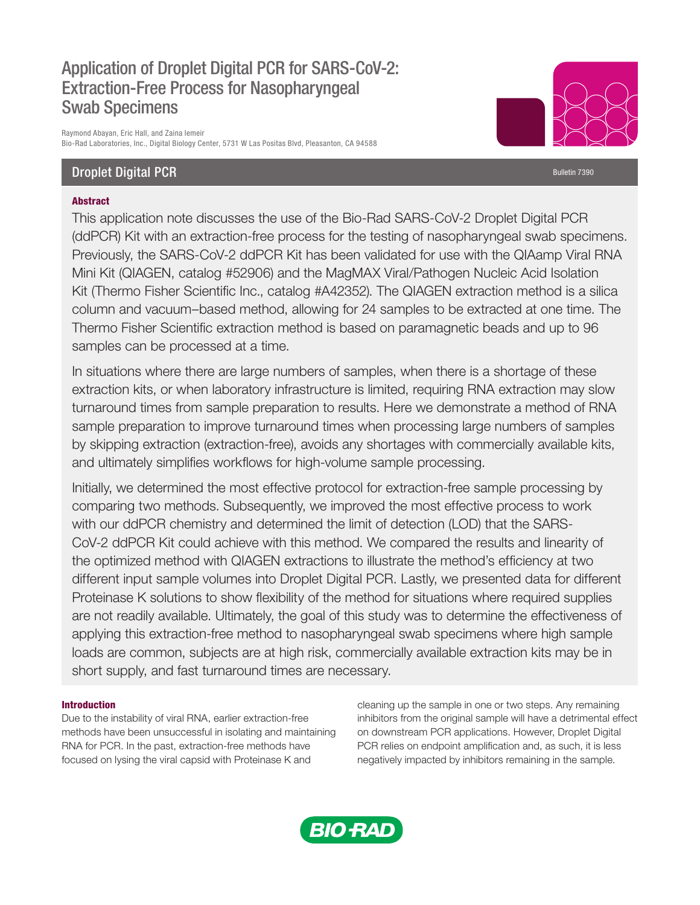# Application of Droplet Digital PCR for SARS-CoV-2: Extraction-Free Process for Nasopharyngeal Swab Specimens

Raymond Abayan, Eric Hall, and Zaina Iemeir
Bio-Rad Laboratories, Inc., Digital Biology Center, 5731 W Las Positas Blvd, Pleasanton, CA 94588

## Droplet Digital PCR

Bulletin 7390

### Abstract

This application note discusses the use of the Bio-Rad SARS-CoV-2 Droplet Digital PCR (ddPCR) Kit with an extraction-free process for the testing of nasopharyngeal swab specimens. Previously, the SARS-CoV-2 ddPCR Kit has been validated for use with the QIAamp Viral RNA Mini Kit (QIAGEN, catalog #52906) and the MagMAX Viral/Pathogen Nucleic Acid Isolation Kit (Thermo Fisher Scientific Inc., catalog #A42352). The QIAGEN extraction method is a silica column and vacuum–based method, allowing for 24 samples to be extracted at one time. The Thermo Fisher Scientific extraction method is based on paramagnetic beads and up to 96 samples can be processed at a time.

In situations where there are large numbers of samples, when there is a shortage of these extraction kits, or when laboratory infrastructure is limited, requiring RNA extraction may slow turnaround times from sample preparation to results. Here we demonstrate a method of RNA sample preparation to improve turnaround times when processing large numbers of samples by skipping extraction (extraction-free), avoids any shortages with commercially available kits, and ultimately simplifies workflows for high-volume sample processing.

Initially, we determined the most effective protocol for extraction-free sample processing by comparing two methods. Subsequently, we improved the most effective process to work with our ddPCR chemistry and determined the limit of detection (LOD) that the SARS-CoV-2 ddPCR Kit could achieve with this method. We compared the results and linearity of the optimized method with QIAGEN extractions to illustrate the method's efficiency at two different input sample volumes into Droplet Digital PCR. Lastly, we presented data for different Proteinase K solutions to show flexibility of the method for situations where required supplies are not readily available. Ultimately, the goal of this study was to determine the effectiveness of applying this extraction-free method to nasopharyngeal swab specimens where high sample loads are common, subjects are at high risk, commercially available extraction kits may be in short supply, and fast turnaround times are necessary.

### Introduction

Due to the instability of viral RNA, earlier extraction-free methods have been unsuccessful in isolating and maintaining RNA for PCR. In the past, extraction-free methods have focused on lysing the viral capsid with Proteinase K and cleaning up the sample in one or two steps. Any remaining inhibitors from the original sample will have a detrimental effect on downstream PCR applications. However, Droplet Digital PCR relies on endpoint amplification and, as such, it is less negatively impacted by inhibitors remaining in the sample.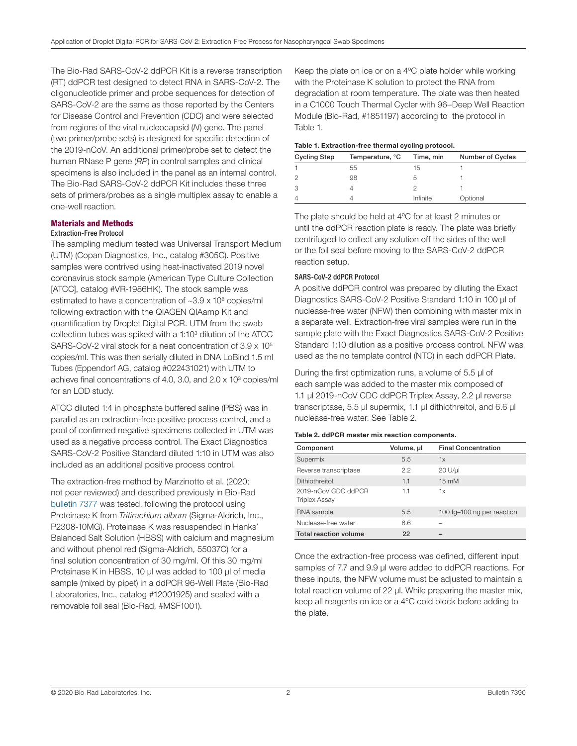The Bio-Rad SARS-CoV-2 ddPCR Kit is a reverse transcription (RT) ddPCR test designed to detect RNA in SARS-CoV-2. The oligonucleotide primer and probe sequences for detection of SARS-CoV-2 are the same as those reported by the Centers for Disease Control and Prevention (CDC) and were selected from regions of the viral nucleocapsid (*N*) gene. The panel (two primer/probe sets) is designed for specific detection of the 2019-nCoV. An additional primer/probe set to detect the human RNase P gene (*RP*) in control samples and clinical specimens is also included in the panel as an internal control. The Bio-Rad SARS-CoV-2 ddPCR Kit includes these three sets of primers/probes as a single multiplex assay to enable a one-well reaction.

## Materials and Methods

### Extraction-Free Protocol

The sampling medium tested was Universal Transport Medium (UTM) (Copan Diagnostics, Inc., catalog #305C). Positive samples were contrived using heat-inactivated 2019 novel coronavirus stock sample (American Type Culture Collection [ATCC], catalog #VR-1986HK). The stock sample was estimated to have a concentration of ~$3.9 \times 10^8$ copies/ml following extraction with the QIAGEN QIAamp Kit and quantification by Droplet Digital PCR. UTM from the swab collection tubes was spiked with a 1:$10^3$ dilution of the ATCC SARS-CoV-2 viral stock for a neat concentration of $3.9 \times 10^5$ copies/ml. This was then serially diluted in DNA LoBind 1.5 ml Tubes (Eppendorf AG, catalog #022431021) with UTM to achieve final concentrations of 4.0, 3.0, and $2.0 \times 10^3$ copies/ml for an LOD study.

ATCC diluted 1:4 in phosphate buffered saline (PBS) was in parallel as an extraction-free positive process control, and a pool of confirmed negative specimens collected in UTM was used as a negative process control. The Exact Diagnostics SARS-CoV-2 Positive Standard diluted 1:10 in UTM was also included as an additional positive process control.

The extraction-free method by Marzinotto et al. (2020; not peer reviewed) and described previously in Bio-Rad bulletin 7377 was tested, following the protocol using Proteinase K from *Tritirachium album* (Sigma-Aldrich, Inc., P2308-10MG). Proteinase K was resuspended in Hanks' Balanced Salt Solution (HBSS) with calcium and magnesium and without phenol red (Sigma-Aldrich, 55037C) for a final solution concentration of 30 mg/ml. Of this 30 mg/ml Proteinase K in HBSS, 10 µl was added to 100 µl of media sample (mixed by pipet) in a ddPCR 96-Well Plate (Bio-Rad Laboratories, Inc., catalog #12001925) and sealed with a removable foil seal (Bio-Rad, #MSF1001).

Keep the plate on ice or on a 4°C plate holder while working with the Proteinase K solution to protect the RNA from degradation at room temperature. The plate was then heated in a C1000 Touch Thermal Cycler with 96–Deep Well Reaction Module (Bio-Rad, #1851197) according to the protocol in Table 1.

**Table 1. Extraction-free thermal cycling protocol.**

| Cycling Step | Temperature, °C | Time, min | Number of Cycles |
|---|---|---|---|
| 1 | 55 | 15 | 1 |
| 2 | 98 | 5 | 1 |
| 3 | 4 | 2 | 1 |
| 4 | 4 | Infinite | Optional |

The plate should be held at 4°C for at least 2 minutes or until the ddPCR reaction plate is ready. The plate was briefly centrifuged to collect any solution off the sides of the well or the foil seal before moving to the SARS-CoV-2 ddPCR reaction setup.

### SARS-CoV-2 ddPCR Protocol

A positive ddPCR control was prepared by diluting the Exact Diagnostics SARS-CoV-2 Positive Standard 1:10 in 100 µl of nuclease-free water (NFW) then combining with master mix in a separate well. Extraction-free viral samples were run in the sample plate with the Exact Diagnostics SARS-CoV-2 Positive Standard 1:10 dilution as a positive process control. NFW was used as the no template control (NTC) in each ddPCR Plate.

During the first optimization runs, a volume of 5.5 µl of each sample was added to the master mix composed of 1.1 µl 2019-nCoV CDC ddPCR Triplex Assay, 2.2 µl reverse transcriptase, 5.5 µl supermix, 1.1 µl dithiothreitol, and 6.6 µl nuclease-free water. See Table 2.

**Table 2. ddPCR master mix reaction components.**

| Component | Volume, µl | Final Concentration |
|---|---|---|
| Supermix | 5.5 | 1x |
| Reverse transcriptase | 2.2 | 20 U/µl |
| Dithiothreitol | 1.1 | 15 mM |
| 2019-nCoV CDC ddPCR Triplex Assay | 1.1 | 1x |
| RNA sample | 5.5 | 100 fg–100 ng per reaction |
| Nuclease-free water | 6.6 | – |
| **Total reaction volume** | **22** | **–** |

Once the extraction-free process was defined, different input samples of 7.7 and 9.9 µl were added to ddPCR reactions. For these inputs, the NFW volume must be adjusted to maintain a total reaction volume of 22 µl. While preparing the master mix, keep all reagents on ice or a 4°C cold block before adding to the plate.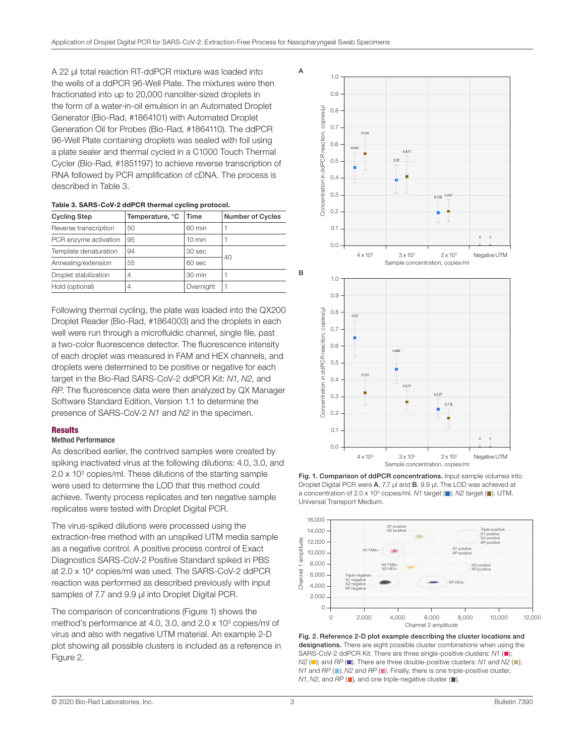A 22 µl total reaction RT-ddPCR mixture was loaded into the wells of a ddPCR 96-Well Plate. The mixtures were then fractionated into up to 20,000 nanoliter-sized droplets in the form of a water-in-oil emulsion in an Automated Droplet Generator (Bio-Rad, #1864101) with Automated Droplet Generation Oil for Probes (Bio-Rad, #1864110). The ddPCR 96-Well Plate containing droplets was sealed with foil using a plate sealer and thermal cycled in a C1000 Touch Thermal Cycler (Bio-Rad, #1851197) to achieve reverse transcription of RNA followed by PCR amplification of cDNA. The process is described in Table 3.

**Table 3. SARS-CoV-2 ddPCR thermal cycling protocol.**

| Cycling Step | Temperature, °C | Time | Number of Cycles |
|---|---|---|---|
| Reverse transcription | 50 | 60 min | 1 |
| PCR enzyme activation | 95 | 10 min | 1 |
| Template denaturation | 94 | 30 sec | 40 |
| Annealing/extension | 55 | 60 sec | |
| Droplet stabilization | 4 | 30 min | 1 |
| Hold (optional) | 4 | Overnight | 1 |

Following thermal cycling, the plate was loaded into the QX200 Droplet Reader (Bio-Rad, #1864003) and the droplets in each well were run through a microfluidic channel, single file, past a two-color fluorescence detector. The fluorescence intensity of each droplet was measured in FAM and HEX channels, and droplets were determined to be positive or negative for each target in the Bio-Rad SARS-CoV-2 ddPCR Kit: *N1*, *N2*, and *RP*. The fluorescence data were then analyzed by QX Manager Software Standard Edition, Version 1.1 to determine the presence of SARS-CoV-2 *N1* and *N2* in the specimen.

## Results

### Method Performance

As described earlier, the contrived samples were created by spiking inactivated virus at the following dilutions: 4.0, 3.0, and 2.0 x $10^3$ copies/ml. These dilutions of the starting sample were used to determine the LOD that this method could achieve. Twenty process replicates and ten negative sample replicates were tested with Droplet Digital PCR.

The virus-spiked dilutions were processed using the extraction-free method with an unspiked UTM media sample as a negative control. A positive process control of Exact Diagnostics SARS-CoV-2 Positive Standard spiked in PBS at 2.0 x $10^4$ copies/ml was used. The SARS-CoV-2 ddPCR reaction was performed as described previously with input samples of 7.7 and 9.9 µl into Droplet Digital PCR.

The comparison of concentrations (Figure 1) shows the method's performance at 4.0, 3.0, and 2.0 x $10^3$ copies/ml of virus and also with negative UTM material. An example 2-D plot showing all possible clusters is included as a reference in Figure 2.

**Fig. 1. Comparison of ddPCR concentrations.** Input sample volumes into Droplet Digital PCR were **A**, 7.7 µl and **B**, 9.9 µl. The LOD was achieved at a concentration of 2.0 x $10^3$ copies/ml. *N1* target (■); *N2* target (■). UTM, Universal Transport Medium.

**Fig. 2. Reference 2-D plot example describing the cluster locations and designations.** There are eight possible cluster combinations when using the SARS-CoV-2 ddPCR Kit. There are three single-positive clusters: *N1* (■); *N2* (■); and *RP* (■). There are three double-positive clusters: *N1* and *N2* (■); *N1* and *RP* (■); *N2* and *RP* (■). Finally, there is one triple-positive cluster, *N1*, *N2*, and *RP* (■), and one triple-negative cluster (■).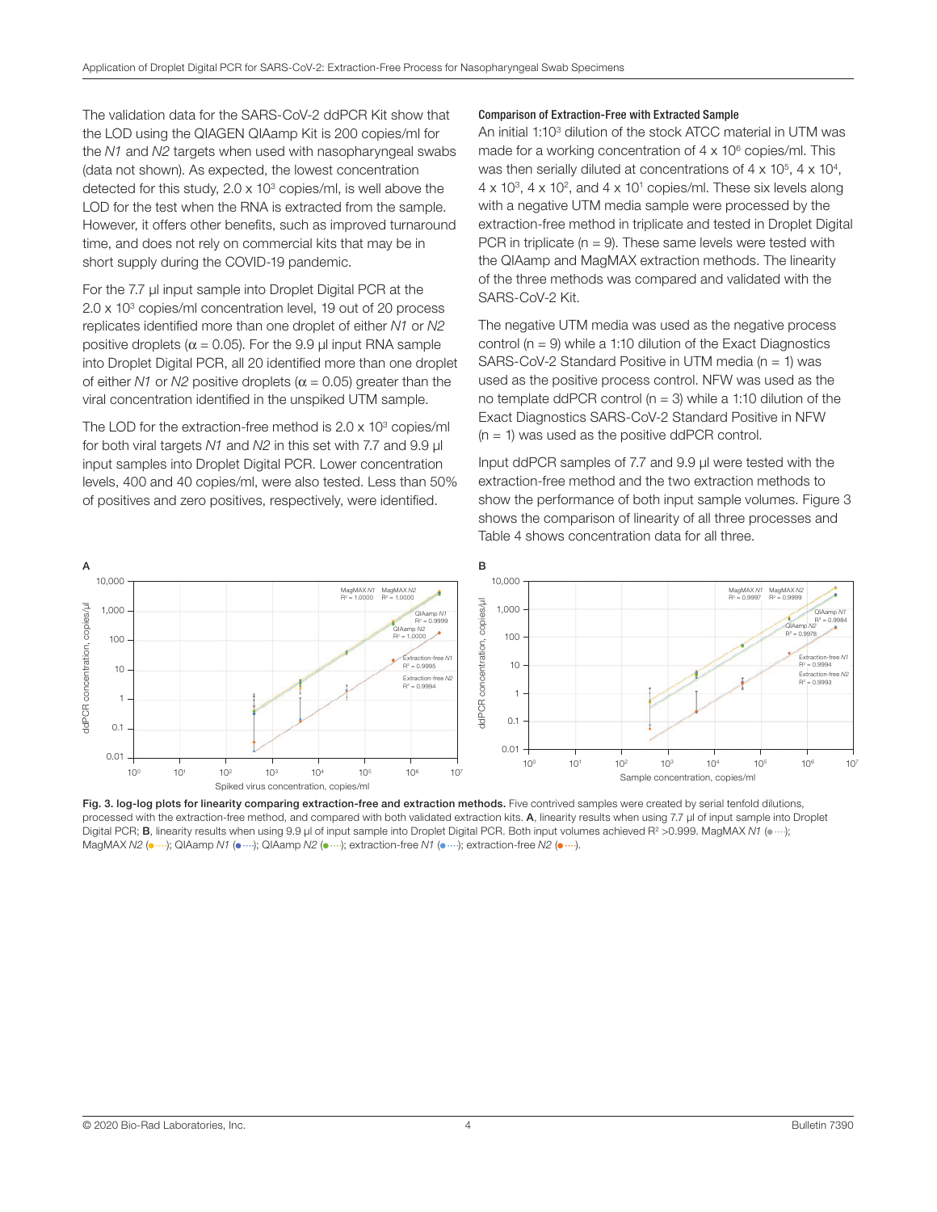The validation data for the SARS-CoV-2 ddPCR Kit show that the LOD using the QIAGEN QIAamp Kit is 200 copies/ml for the *N1* and *N2* targets when used with nasopharyngeal swabs (data not shown). As expected, the lowest concentration detected for this study, $2.0 \times 10^3$ copies/ml, is well above the LOD for the test when the RNA is extracted from the sample. However, it offers other benefits, such as improved turnaround time, and does not rely on commercial kits that may be in short supply during the COVID-19 pandemic.

For the 7.7 µl input sample into Droplet Digital PCR at the $2.0 \times 10^3$ copies/ml concentration level, 19 out of 20 process replicates identified more than one droplet of either *N1* or *N2* positive droplets ($\alpha = 0.05$). For the 9.9 µl input RNA sample into Droplet Digital PCR, all 20 identified more than one droplet of either *N1* or *N2* positive droplets ($\alpha = 0.05$) greater than the viral concentration identified in the unspiked UTM sample.

The LOD for the extraction-free method is $2.0 \times 10^3$ copies/ml for both viral targets *N1* and *N2* in this set with 7.7 and 9.9 µl input samples into Droplet Digital PCR. Lower concentration levels, 400 and 40 copies/ml, were also tested. Less than 50% of positives and zero positives, respectively, were identified.

#### Comparison of Extraction-Free with Extracted Sample

An initial 1:$10^3$ dilution of the stock ATCC material in UTM was made for a working concentration of $4 \times 10^6$ copies/ml. This was then serially diluted at concentrations of $4 \times 10^5$, $4 \times 10^4$, $4 \times 10^3$, $4 \times 10^2$, and $4 \times 10^1$ copies/ml. These six levels along with a negative UTM media sample were processed by the extraction-free method in triplicate and tested in Droplet Digital PCR in triplicate (n = 9). These same levels were tested with the QIAamp and MagMAX extraction methods. The linearity of the three methods was compared and validated with the SARS-CoV-2 Kit.

The negative UTM media was used as the negative process control (n = 9) while a 1:10 dilution of the Exact Diagnostics SARS-CoV-2 Standard Positive in UTM media (n = 1) was used as the positive process control. NFW was used as the no template ddPCR control (n = 3) while a 1:10 dilution of the Exact Diagnostics SARS-CoV-2 Standard Positive in NFW (n = 1) was used as the positive ddPCR control.

Input ddPCR samples of 7.7 and 9.9 µl were tested with the extraction-free method and the two extraction methods to show the performance of both input sample volumes. Figure 3 shows the comparison of linearity of all three processes and Table 4 shows concentration data for all three.

**Fig. 3. log-log plots for linearity comparing extraction-free and extraction methods.** Five contrived samples were created by serial tenfold dilutions, processed with the extraction-free method, and compared with both validated extraction kits. **A**, linearity results when using 7.7 µl of input sample into Droplet Digital PCR; **B**, linearity results when using 9.9 µl of input sample into Droplet Digital PCR. Both input volumes achieved $R^2$ >0.999. MagMAX *N1* (●····); MagMAX *N2* (●····); QIAamp *N1* (●····); QIAamp *N2* (●····); extraction-free *N1* (●····); extraction-free *N2* (●····).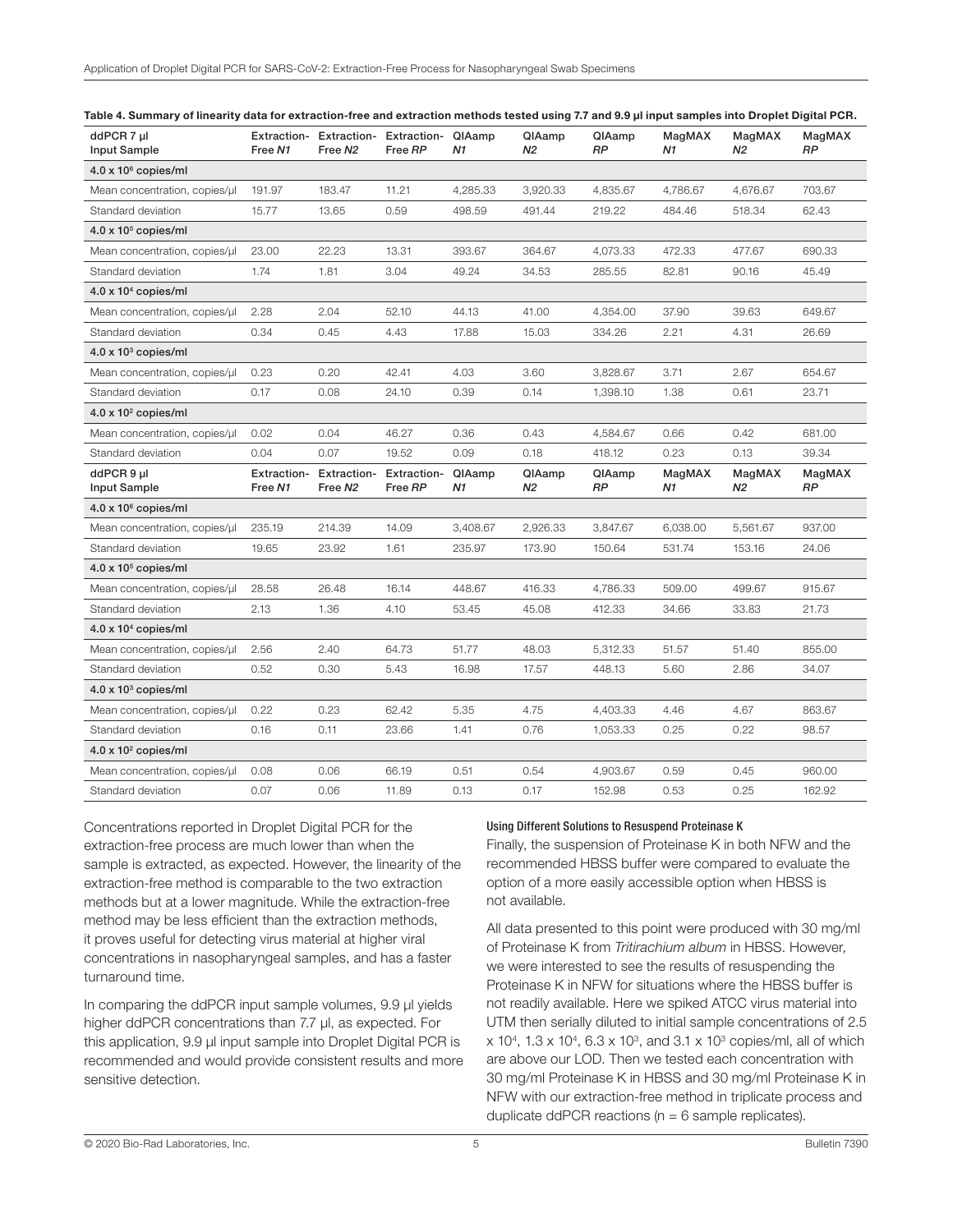**Table 4. Summary of linearity data for extraction-free and extraction methods tested using 7.7 and 9.9 µl input samples into Droplet Digital PCR.**

| ddPCR 7 µl Input Sample | Extraction-Free *N1* | Extraction-Free *N2* | Extraction-Free *RP* | QIAamp *N1* | QIAamp *N2* | QIAamp *RP* | MagMAX *N1* | MagMAX *N2* | MagMAX *RP* |
|---|---|---|---|---|---|---|---|---|---|
| $4.0 \times 10^6$ copies/ml | | | | | | | | | |
| Mean concentration, copies/µl | 191.97 | 183.47 | 11.21 | 4,285.33 | 3,920.33 | 4,835.67 | 4,786.67 | 4,676.67 | 703.67 |
| Standard deviation | 15.77 | 13.65 | 0.59 | 498.59 | 491.44 | 219.22 | 484.46 | 518.34 | 62.43 |
| $4.0 \times 10^5$ copies/ml | | | | | | | | | |
| Mean concentration, copies/µl | 23.00 | 22.23 | 13.31 | 393.67 | 364.67 | 4,073.33 | 472.33 | 477.67 | 690.33 |
| Standard deviation | 1.74 | 1.81 | 3.04 | 49.24 | 34.53 | 285.55 | 82.81 | 90.16 | 45.49 |
| $4.0 \times 10^4$ copies/ml | | | | | | | | | |
| Mean concentration, copies/µl | 2.28 | 2.04 | 52.10 | 44.13 | 41.00 | 4,354.00 | 37.90 | 39.63 | 649.67 |
| Standard deviation | 0.34 | 0.45 | 4.43 | 17.88 | 15.03 | 334.26 | 2.21 | 4.31 | 26.69 |
| $4.0 \times 10^3$ copies/ml | | | | | | | | | |
| Mean concentration, copies/µl | 0.23 | 0.20 | 42.41 | 4.03 | 3.60 | 3,828.67 | 3.71 | 2.67 | 654.67 |
| Standard deviation | 0.17 | 0.08 | 24.10 | 0.39 | 0.14 | 1,398.10 | 1.38 | 0.61 | 23.71 |
| $4.0 \times 10^2$ copies/ml | | | | | | | | | |
| Mean concentration, copies/µl | 0.02 | 0.04 | 46.27 | 0.36 | 0.43 | 4,584.67 | 0.66 | 0.42 | 681.00 |
| Standard deviation | 0.04 | 0.07 | 19.52 | 0.09 | 0.18 | 418.12 | 0.23 | 0.13 | 39.34 |
| **ddPCR 9 µl Input Sample** | **Extraction-Free *N1*** | **Extraction-Free *N2*** | **Extraction-Free *RP*** | **QIAamp *N1*** | **QIAamp *N2*** | **QIAamp *RP*** | **MagMAX *N1*** | **MagMAX *N2*** | **MagMAX *RP*** |
| $4.0 \times 10^6$ copies/ml | | | | | | | | | |
| Mean concentration, copies/µl | 235.19 | 214.39 | 14.09 | 3,408.67 | 2,926.33 | 3,847.67 | 6,038.00 | 5,561.67 | 937.00 |
| Standard deviation | 19.65 | 23.92 | 1.61 | 235.97 | 173.90 | 150.64 | 531.74 | 153.16 | 24.06 |
| $4.0 \times 10^5$ copies/ml | | | | | | | | | |
| Mean concentration, copies/µl | 28.58 | 26.48 | 16.14 | 448.67 | 416.33 | 4,786.33 | 509.00 | 499.67 | 915.67 |
| Standard deviation | 2.13 | 1.36 | 4.10 | 53.45 | 45.08 | 412.33 | 34.66 | 33.83 | 21.73 |
| $4.0 \times 10^4$ copies/ml | | | | | | | | | |
| Mean concentration, copies/µl | 2.56 | 2.40 | 64.73 | 51.77 | 48.03 | 5,312.33 | 51.57 | 51.40 | 855.00 |
| Standard deviation | 0.52 | 0.30 | 5.43 | 16.98 | 17.57 | 448.13 | 5.60 | 2.86 | 34.07 |
| $4.0 \times 10^3$ copies/ml | | | | | | | | | |
| Mean concentration, copies/µl | 0.22 | 0.23 | 62.42 | 5.35 | 4.75 | 4,403.33 | 4.46 | 4.67 | 863.67 |
| Standard deviation | 0.16 | 0.11 | 23.66 | 1.41 | 0.76 | 1,053.33 | 0.25 | 0.22 | 98.57 |
| $4.0 \times 10^2$ copies/ml | | | | | | | | | |
| Mean concentration, copies/µl | 0.08 | 0.06 | 66.19 | 0.51 | 0.54 | 4,903.67 | 0.59 | 0.45 | 960.00 |
| Standard deviation | 0.07 | 0.06 | 11.89 | 0.13 | 0.17 | 152.98 | 0.53 | 0.25 | 162.92 |

Concentrations reported in Droplet Digital PCR for the extraction-free process are much lower than when the sample is extracted, as expected. However, the linearity of the extraction-free method is comparable to the two extraction methods but at a lower magnitude. While the extraction-free method may be less efficient than the extraction methods, it proves useful for detecting virus material at higher viral concentrations in nasopharyngeal samples, and has a faster turnaround time.

In comparing the ddPCR input sample volumes, 9.9 µl yields higher ddPCR concentrations than 7.7 µl, as expected. For this application, 9.9 µl input sample into Droplet Digital PCR is recommended and would provide consistent results and more sensitive detection.

#### Using Different Solutions to Resuspend Proteinase K

Finally, the suspension of Proteinase K in both NFW and the recommended HBSS buffer were compared to evaluate the option of a more easily accessible option when HBSS is not available.

All data presented to this point were produced with 30 mg/ml of Proteinase K from *Tritirachium album* in HBSS. However, we were interested to see the results of resuspending the Proteinase K in NFW for situations where the HBSS buffer is not readily available. Here we spiked ATCC virus material into UTM then serially diluted to initial sample concentrations of $2.5 \times 10^4$, $1.3 \times 10^4$, $6.3 \times 10^3$, and $3.1 \times 10^3$ copies/ml, all of which are above our LOD. Then we tested each concentration with 30 mg/ml Proteinase K in HBSS and 30 mg/ml Proteinase K in NFW with our extraction-free method in triplicate process and duplicate ddPCR reactions (n = 6 sample replicates).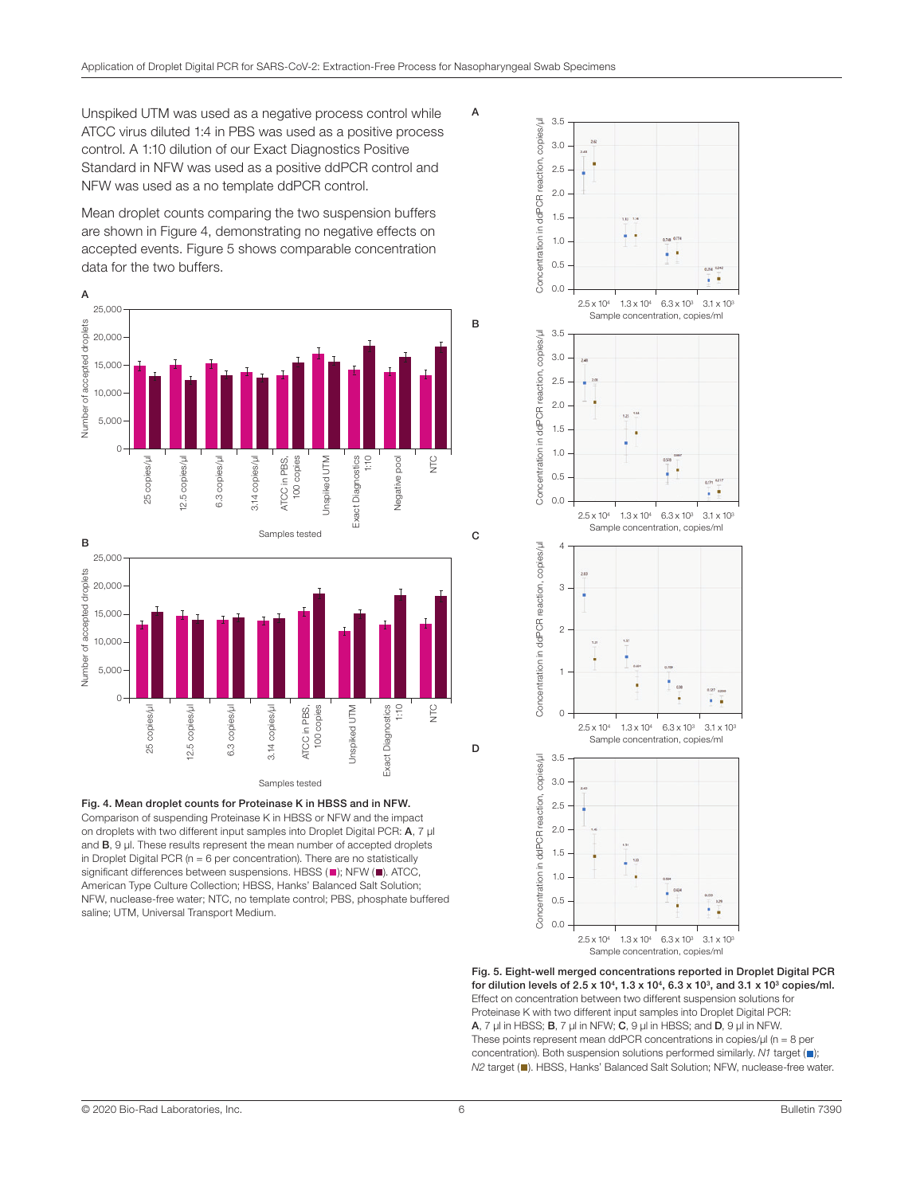Unspiked UTM was used as a negative process control while ATCC virus diluted 1:4 in PBS was used as a positive process control. A 1:10 dilution of our Exact Diagnostics Positive Standard in NFW was used as a positive ddPCR control and NFW was used as a no template ddPCR control.

Mean droplet counts comparing the two suspension buffers are shown in Figure 4, demonstrating no negative effects on accepted events. Figure 5 shows comparable concentration data for the two buffers.

**Fig. 4. Mean droplet counts for Proteinase K in HBSS and in NFW.** Comparison of suspending Proteinase K in HBSS or NFW and the impact on droplets with two different input samples into Droplet Digital PCR: **A**, 7 µl and **B**, 9 µl. These results represent the mean number of accepted droplets in Droplet Digital PCR (n = 6 per concentration). There are no statistically significant differences between suspensions. HBSS (■); NFW (■). ATCC, American Type Culture Collection; HBSS, Hanks' Balanced Salt Solution; NFW, nuclease-free water; NTC, no template control; PBS, phosphate buffered saline; UTM, Universal Transport Medium.

**Fig. 5. Eight-well merged concentrations reported in Droplet Digital PCR for dilution levels of $2.5 \times 10^4$, $1.3 \times 10^4$, $6.3 \times 10^3$, and $3.1 \times 10^3$ copies/ml.** Effect on concentration between two different suspension solutions for Proteinase K with two different input samples into Droplet Digital PCR: **A**, 7 µl in HBSS; **B**, 7 µl in NFW; **C**, 9 µl in HBSS; and **D**, 9 µl in NFW. These points represent mean ddPCR concentrations in copies/µl (n = 8 per concentration). Both suspension solutions performed similarly. *N1* target (■); *N2* target (■). HBSS, Hanks' Balanced Salt Solution; NFW, nuclease-free water.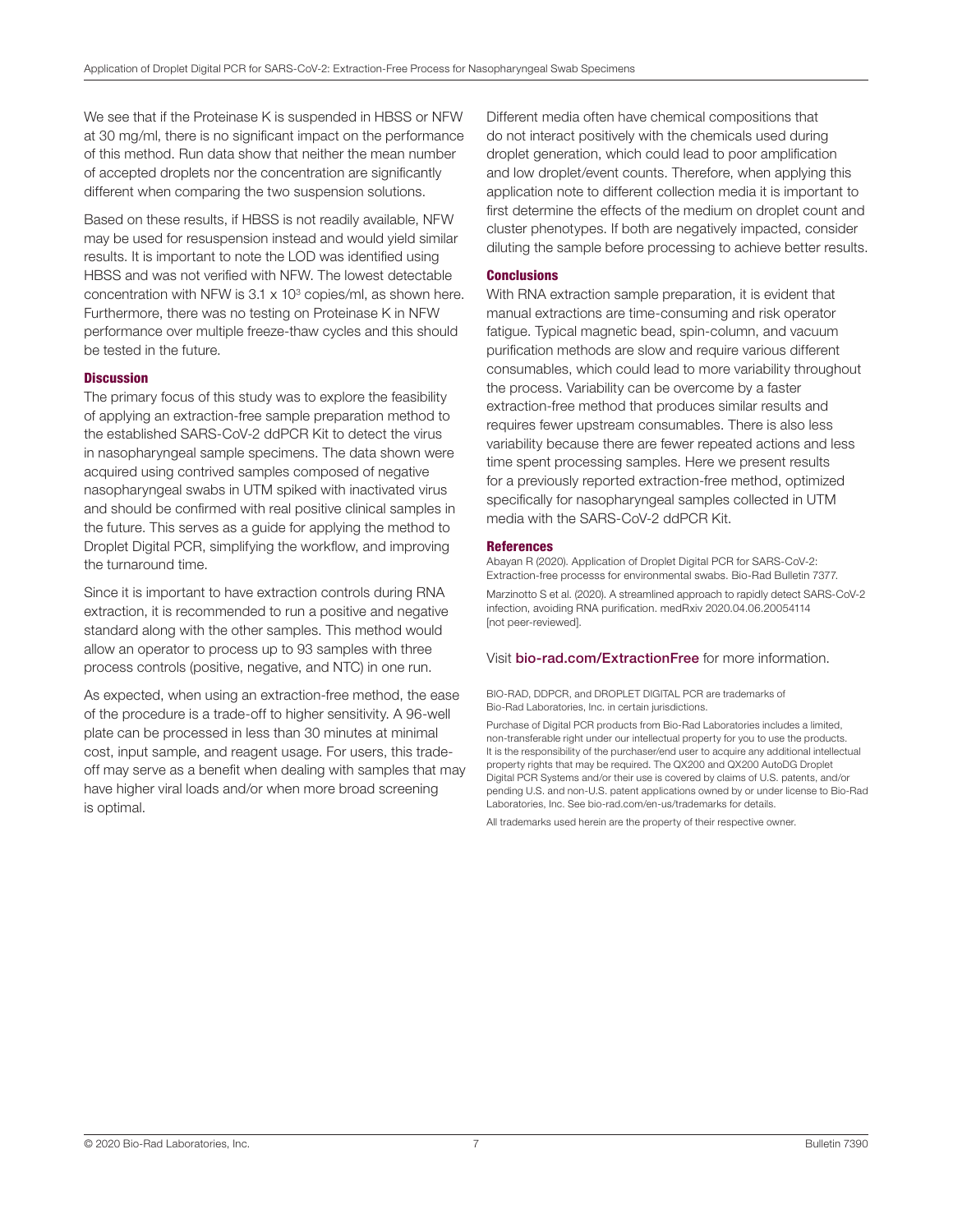We see that if the Proteinase K is suspended in HBSS or NFW at 30 mg/ml, there is no significant impact on the performance of this method. Run data show that neither the mean number of accepted droplets nor the concentration are significantly different when comparing the two suspension solutions.

Based on these results, if HBSS is not readily available, NFW may be used for resuspension instead and would yield similar results. It is important to note the LOD was identified using HBSS and was not verified with NFW. The lowest detectable concentration with NFW is $3.1 \times 10^3$ copies/ml, as shown here. Furthermore, there was no testing on Proteinase K in NFW performance over multiple freeze-thaw cycles and this should be tested in the future.

## Discussion

The primary focus of this study was to explore the feasibility of applying an extraction-free sample preparation method to the established SARS-CoV-2 ddPCR Kit to detect the virus in nasopharyngeal sample specimens. The data shown were acquired using contrived samples composed of negative nasopharyngeal swabs in UTM spiked with inactivated virus and should be confirmed with real positive clinical samples in the future. This serves as a guide for applying the method to Droplet Digital PCR, simplifying the workflow, and improving the turnaround time.

Since it is important to have extraction controls during RNA extraction, it is recommended to run a positive and negative standard along with the other samples. This method would allow an operator to process up to 93 samples with three process controls (positive, negative, and NTC) in one run.

As expected, when using an extraction-free method, the ease of the procedure is a trade-off to higher sensitivity. A 96-well plate can be processed in less than 30 minutes at minimal cost, input sample, and reagent usage. For users, this trade-off may serve as a benefit when dealing with samples that may have higher viral loads and/or when more broad screening is optimal.

Different media often have chemical compositions that do not interact positively with the chemicals used during droplet generation, which could lead to poor amplification and low droplet/event counts. Therefore, when applying this application note to different collection media it is important to first determine the effects of the medium on droplet count and cluster phenotypes. If both are negatively impacted, consider diluting the sample before processing to achieve better results.

## Conclusions

With RNA extraction sample preparation, it is evident that manual extractions are time-consuming and risk operator fatigue. Typical magnetic bead, spin-column, and vacuum purification methods are slow and require various different consumables, which could lead to more variability throughout the process. Variability can be overcome by a faster extraction-free method that produces similar results and requires fewer upstream consumables. There is also less variability because there are fewer repeated actions and less time spent processing samples. Here we present results for a previously reported extraction-free method, optimized specifically for nasopharyngeal samples collected in UTM media with the SARS-CoV-2 ddPCR Kit.

## References

Abayan R (2020). Application of Droplet Digital PCR for SARS-CoV-2: Extraction-free processs for environmental swabs. Bio-Rad Bulletin 7377.

Marzinotto S et al. (2020). A streamlined approach to rapidly detect SARS-CoV-2 infection, avoiding RNA purification. medRxiv 2020.04.06.20054114 [not peer-reviewed].

Visit **bio-rad.com/ExtractionFree** for more information.

BIO-RAD, DDPCR, and DROPLET DIGITAL PCR are trademarks of Bio-Rad Laboratories, Inc. in certain jurisdictions.

Purchase of Digital PCR products from Bio-Rad Laboratories includes a limited, non-transferable right under our intellectual property for you to use the products. It is the responsibility of the purchaser/end user to acquire any additional intellectual property rights that may be required. The QX200 and QX200 AutoDG Droplet Digital PCR Systems and/or their use is covered by claims of U.S. patents, and/or pending U.S. and non-U.S. patent applications owned by or under license to Bio-Rad Laboratories, Inc. See bio-rad.com/en-us/trademarks for details.

All trademarks used herein are the property of their respective owner.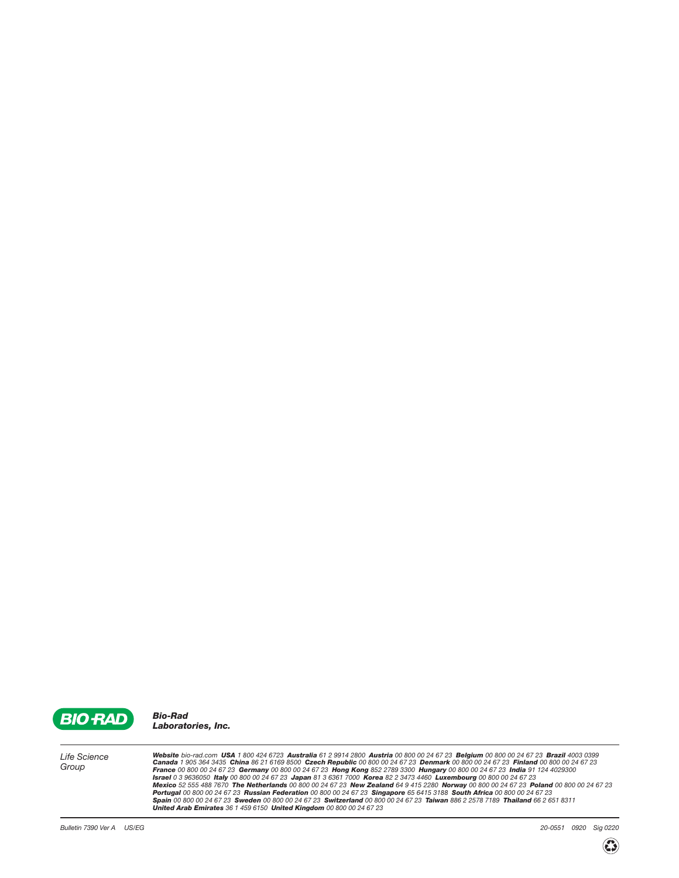**BIO-RAD**

***Bio-Rad Laboratories, Inc.***

*Life Science Group*

***Website*** *bio-rad.com* ***USA*** *1 800 424 6723* ***Australia*** *61 2 9914 2800* ***Austria*** *00 800 00 24 67 23* ***Belgium*** *00 800 00 24 67 23* ***Brazil*** *4003 0399* ***Canada*** *1 905 364 3435* ***China*** *86 21 6169 8500* ***Czech Republic*** *00 800 00 24 67 23* ***Denmark*** *00 800 00 24 67 23* ***Finland*** *00 800 00 24 67 23* ***France*** *00 800 00 24 67 23* ***Germany*** *00 800 00 24 67 23* ***Hong Kong*** *852 2789 3300* ***Hungary*** *00 800 00 24 67 23* ***India*** *91 124 4029300* ***Israel*** *0 3 9636050* ***Italy*** *00 800 00 24 67 23* ***Japan*** *81 3 6361 7000* ***Korea*** *82 2 3473 4460* ***Luxembourg*** *00 800 00 24 67 23* ***Mexico*** *52 555 488 7670* ***The Netherlands*** *00 800 00 24 67 23* ***New Zealand*** *64 9 415 2280* ***Norway*** *00 800 00 24 67 23* ***Poland*** *00 800 00 24 67 23* ***Portugal*** *00 800 00 24 67 23* ***Russian Federation*** *00 800 00 24 67 23* ***Singapore*** *65 6415 3188* ***South Africa*** *00 800 00 24 67 23* ***Spain*** *00 800 00 24 67 23* ***Sweden*** *00 800 00 24 67 23* ***Switzerland*** *00 800 00 24 67 23* ***Taiwan*** *886 2 2578 7189* ***Thailand*** *66 2 651 8311* ***United Arab Emirates*** *36 1 459 6150* ***United Kingdom*** *00 800 00 24 67 23*

*Bulletin 7390 Ver A US/EG*

*20-0551 0920 Sig 0220*